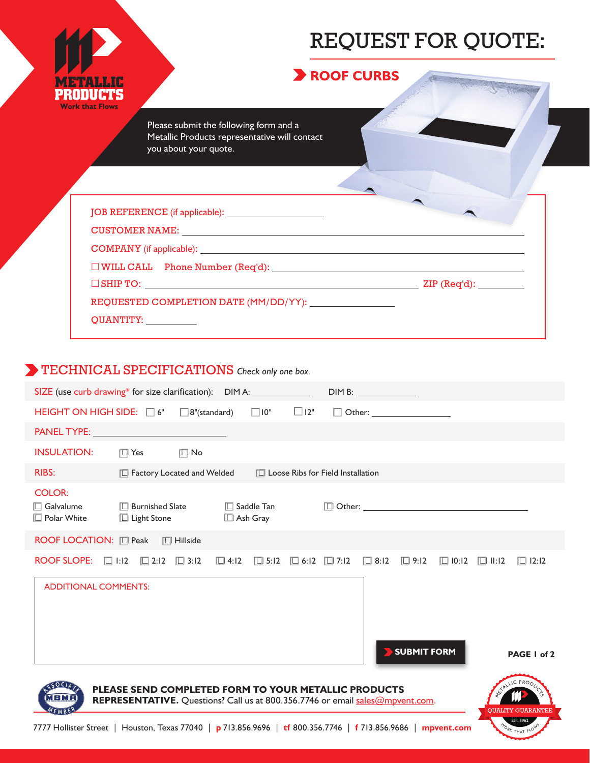METALLIC PRODUCTS
Work that Flows

# REQUEST FOR QUOTE:

## ROOF CURBS

Please submit the following form and a Metallic Products representative will contact you about your quote.

JOB REFERENCE (if applicable): ____________

CUSTOMER NAME: ____________

COMPANY (if applicable): ____________

☐ WILL CALL Phone Number (Req'd): ____________

☐ SHIP TO: ____________ ZIP (Req'd): ____________

REQUESTED COMPLETION DATE (MM/DD/YY): ____________

QUANTITY: ____________

## TECHNICAL SPECIFICATIONS *Check only one box.*

SIZE (use curb drawing* for size clarification): DIM A: ____________ DIM B: ____________

HEIGHT ON HIGH SIDE: ☐ 6" ☐ 8"(standard) ☐ 10" ☐ 12" ☐ Other: ____________

PANEL TYPE: ____________

INSULATION: ☐ Yes ☐ No

RIBS: ☐ Factory Located and Welded ☐ Loose Ribs for Field Installation

COLOR:
☐ Galvalume ☐ Burnished Slate ☐ Saddle Tan ☐ Other: ____________
☐ Polar White ☐ Light Stone ☐ Ash Gray

ROOF LOCATION: ☐ Peak ☐ Hillside

ROOF SLOPE: ☐ 1:12 ☐ 2:12 ☐ 3:12 ☐ 4:12 ☐ 5:12 ☐ 6:12 ☐ 7:12 ☐ 8:12 ☐ 9:12 ☐ 10:12 ☐ 11:12 ☐ 12:12

ADDITIONAL COMMENTS:

SUBMIT FORM

**PLEASE SEND COMPLETED FORM TO YOUR METALLIC PRODUCTS REPRESENTATIVE.** Questions? Call us at 800.356.7746 or email sales@mpvent.com.

7777 Hollister Street | Houston, Texas 77040 | p 713.856.9696 | tf 800.356.7746 | f 713.856.9686 | mpvent.com

ASSOCIATE MBMA MEMBER

METALLIC PRODUCTS QUALITY GUARANTEE EST 1962 WORK THAT FLOWS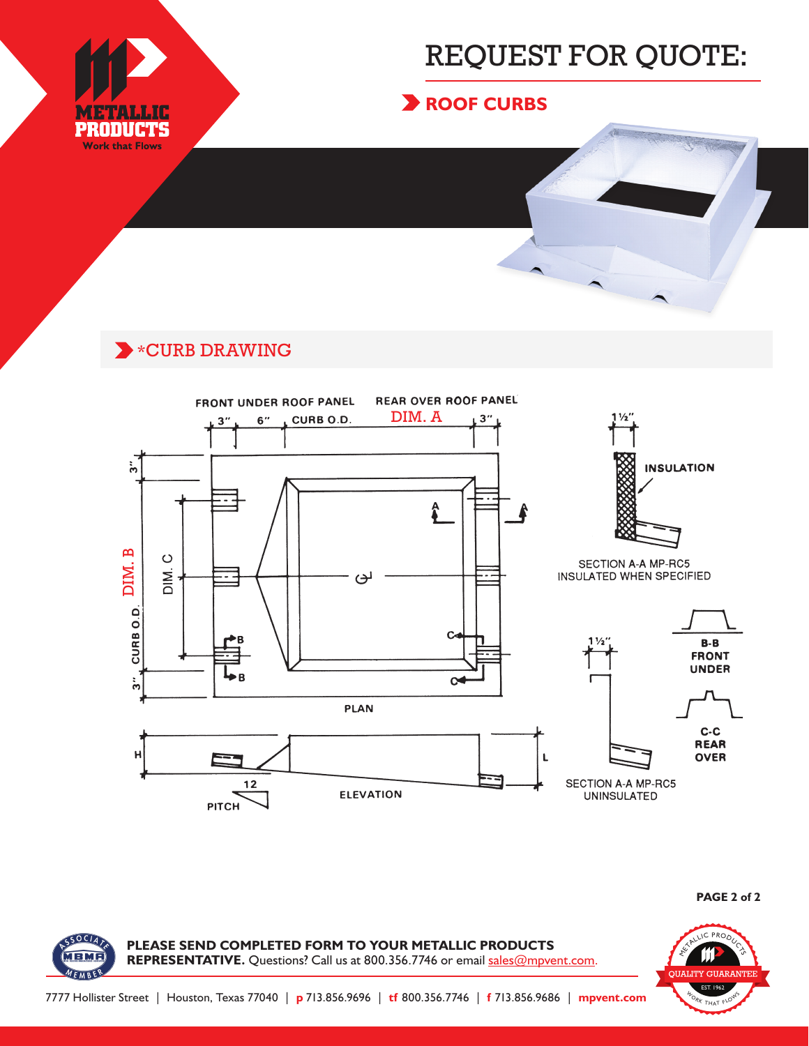# REQUEST FOR QUOTE:

## ROOF CURBS

### *CURB DRAWING

FRONT UNDER ROOF PANEL

REAR OVER ROOF PANEL

3″ 6″ CURB O.D. DIM. A 3″

3″

DIM. B

CURB O.D.

DIM. C

3″

A

A

B

B

C

C

PLAN

H

L

12

PITCH

ELEVATION

1½″

INSULATION

SECTION A-A MP-RC5
INSULATED WHEN SPECIFIED

B-B
FRONT
UNDER

1½″

C-C
REAR
OVER

SECTION A-A MP-RC5
UNINSULATED

**PLEASE SEND COMPLETED FORM TO YOUR METALLIC PRODUCTS REPRESENTATIVE.** Questions? Call us at 800.356.7746 or email sales@mpvent.com.

7777 Hollister Street | Houston, Texas 77040 | p 713.856.9696 | tf 800.356.7746 | f 713.856.9686 | mpvent.com